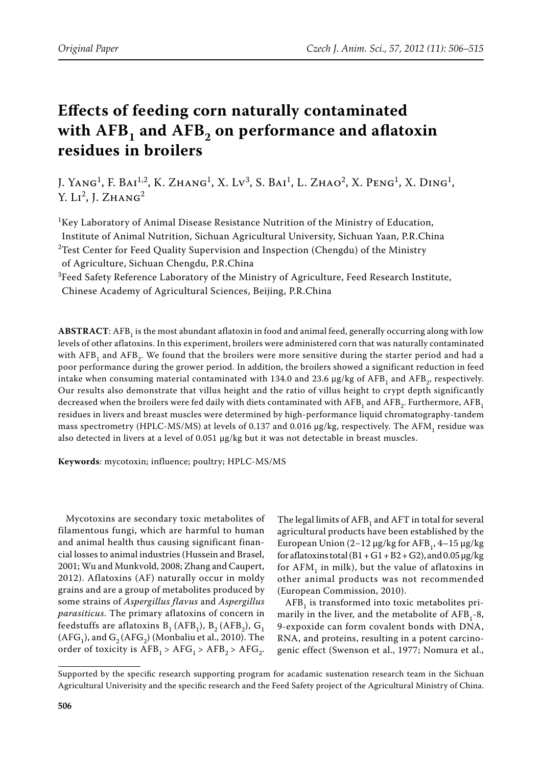Original Paper

# Effects of feeding corn naturally contaminated with $AFB_1$ and $AFB_2$ on performance and aflatoxin residues in broilers

J. Yang[1], F. Bai[1,2], K. Zhang[1], X. Lv[3], S. Bai[1], L. Zhao[2], X. Peng[1], X. Ding[1], Y. Li[2], J. Zhang[2]

[1]Key Laboratory of Animal Disease Resistance Nutrition of the Ministry of Education, Institute of Animal Nutrition, Sichuan Agricultural University, Sichuan Yaan, P.R.China
[2]Test Center for Feed Quality Supervision and Inspection (Chengdu) of the Ministry of Agriculture, Sichuan Chengdu, P.R.China
[3]Feed Safety Reference Laboratory of the Ministry of Agriculture, Feed Research Institute, Chinese Academy of Agricultural Sciences, Beijing, P.R.China

**ABSTRACT**: $AFB_1$ is the most abundant aflatoxin in food and animal feed, generally occurring along with low levels of other aflatoxins. In this experiment, broilers were administered corn that was naturally contaminated with $AFB_1$ and $AFB_2$. We found that the broilers were more sensitive during the starter period and had a poor performance during the grower period. In addition, the broilers showed a significant reduction in feed intake when consuming material contaminated with 134.0 and 23.6 μg/kg of $AFB_1$ and $AFB_2$, respectively. Our results also demonstrate that villus height and the ratio of villus height to crypt depth significantly decreased when the broilers were fed daily with diets contaminated with $AFB_1$ and $AFB_2$. Furthermore, $AFB_1$ residues in livers and breast muscles were determined by high-performance liquid chromatography-tandem mass spectrometry (HPLC-MS/MS) at levels of 0.137 and 0.016 μg/kg, respectively. The $AFM_1$ residue was also detected in livers at a level of 0.051 μg/kg but it was not detectable in breast muscles.

**Keywords**: mycotoxin; influence; poultry; HPLC-MS/MS

Mycotoxins are secondary toxic metabolites of filamentous fungi, which are harmful to human and animal health thus causing significant financial losses to animal industries (Hussein and Brasel, 2001; Wu and Munkvold, 2008; Zhang and Caupert, 2012). Aflatoxins (AF) naturally occur in moldy grains and are a group of metabolites produced by some strains of *Aspergillus flavus* and *Aspergillus parasiticus*. The primary aflatoxins of concern in feedstuffs are aflatoxins $B_1$ ($AFB_1$), $B_2$ ($AFB_2$), $G_1$ ($AFG_1$), and $G_2$ ($AFG_2$) (Monbaliu et al., 2010). The order of toxicity is $AFB_1 > AFG_1 > AFB_2 > AFG_2$. The legal limits of $AFB_1$ and AFT in total for several agricultural products have been established by the European Union (2–12 μg/kg for $AFB_1$, 4–15 μg/kg for aflatoxins total (B1 + G1 + B2 + G2), and 0.05 μg/kg for $AFM_1$ in milk), but the value of aflatoxins in other animal products was not recommended (European Commission, 2010).

$AFB_1$ is transformed into toxic metabolites primarily in the liver, and the metabolite of $AFB_1$-8, 9-exposide can form covalent bonds with DNA, RNA, and proteins, resulting in a potent carcinogenic effect (Swenson et al., 1977; Nomura et al.,

Supported by the specific research supporting program for acadamic sustenation research team in the Sichuan Agricultural Univerisity and the specific research and the Feed Safety project of the Agricultural Ministry of China.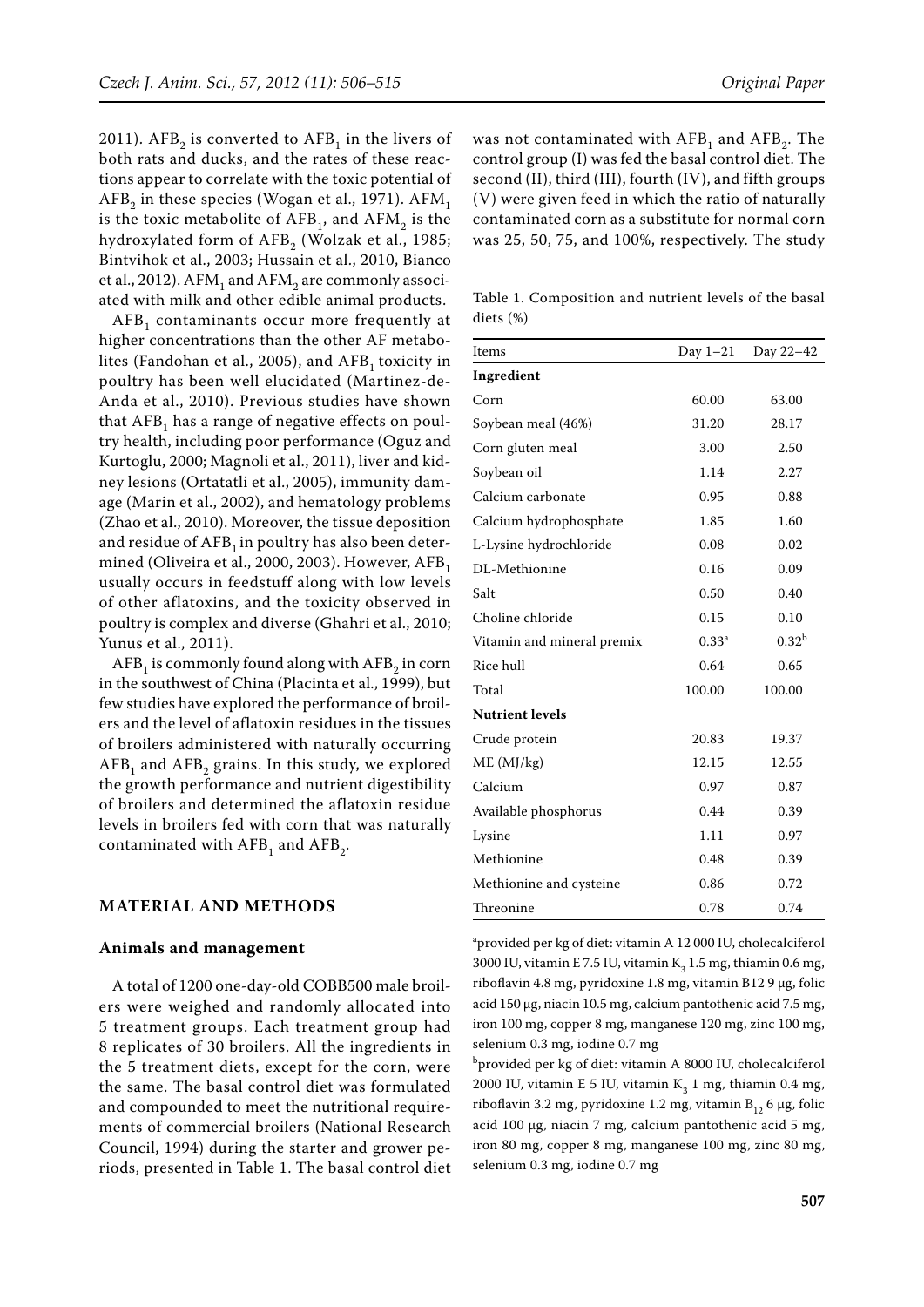2011). $AFB_2$ is converted to $AFB_1$ in the livers of both rats and ducks, and the rates of these reactions appear to correlate with the toxic potential of $AFB_2$ in these species (Wogan et al., 1971). $AFM_1$ is the toxic metabolite of $AFB_1$, and $AFM_2$ is the hydroxylated form of $AFB_2$ (Wolzak et al., 1985; Bintvihok et al., 2003; Hussain et al., 2010, Bianco et al., 2012). $AFM_1$ and $AFM_2$ are commonly associated with milk and other edible animal products.

$AFB_1$ contaminants occur more frequently at higher concentrations than the other AF metabolites (Fandohan et al., 2005), and $AFB_1$ toxicity in poultry has been well elucidated (Martinez-de-Anda et al., 2010). Previous studies have shown that $AFB_1$ has a range of negative effects on poultry health, including poor performance (Oguz and Kurtoglu, 2000; Magnoli et al., 2011), liver and kidney lesions (Ortatatli et al., 2005), immunity damage (Marin et al., 2002), and hematology problems (Zhao et al., 2010). Moreover, the tissue deposition and residue of $AFB_1$ in poultry has also been determined (Oliveira et al., 2000, 2003). However, $AFB_1$ usually occurs in feedstuff along with low levels of other aflatoxins, and the toxicity observed in poultry is complex and diverse (Ghahri et al., 2010; Yunus et al., 2011).

$AFB_1$ is commonly found along with $AFB_2$ in corn in the southwest of China (Placinta et al., 1999), but few studies have explored the performance of broilers and the level of aflatoxin residues in the tissues of broilers administered with naturally occurring $AFB_1$ and $AFB_2$ grains. In this study, we explored the growth performance and nutrient digestibility of broilers and determined the aflatoxin residue levels in broilers fed with corn that was naturally contaminated with $AFB_1$ and $AFB_2$.

## MATERIAL AND METHODS

### Animals and management

A total of 1200 one-day-old COBB500 male broilers were weighed and randomly allocated into 5 treatment groups. Each treatment group had 8 replicates of 30 broilers. All the ingredients in the 5 treatment diets, except for the corn, were the same. The basal control diet was formulated and compounded to meet the nutritional requirements of commercial broilers (National Research Council, 1994) during the starter and grower periods, presented in Table 1. The basal control diet was not contaminated with $AFB_1$ and $AFB_2$. The control group (I) was fed the basal control diet. The second (II), third (III), fourth (IV), and fifth groups (V) were given feed in which the ratio of naturally contaminated corn as a substitute for normal corn was 25, 50, 75, and 100%, respectively. The study

Table 1. Composition and nutrient levels of the basal diets (%)

| Items | Day 1–21 | Day 22–42 |
|---|---|---|
| **Ingredient** | | |
| Corn | 60.00 | 63.00 |
| Soybean meal (46%) | 31.20 | 28.17 |
| Corn gluten meal | 3.00 | 2.50 |
| Soybean oil | 1.14 | 2.27 |
| Calcium carbonate | 0.95 | 0.88 |
| Calcium hydrophosphate | 1.85 | 1.60 |
| L-Lysine hydrochloride | 0.08 | 0.02 |
| DL-Methionine | 0.16 | 0.09 |
| Salt | 0.50 | 0.40 |
| Choline chloride | 0.15 | 0.10 |
| Vitamin and mineral premix | 0.33[a] | 0.32[b] |
| Rice hull | 0.64 | 0.65 |
| Total | 100.00 | 100.00 |
| **Nutrient levels** | | |
| Crude protein | 20.83 | 19.37 |
| ME (MJ/kg) | 12.15 | 12.55 |
| Calcium | 0.97 | 0.87 |
| Available phosphorus | 0.44 | 0.39 |
| Lysine | 1.11 | 0.97 |
| Methionine | 0.48 | 0.39 |
| Methionine and cysteine | 0.86 | 0.72 |
| Threonine | 0.78 | 0.74 |

[a]provided per kg of diet: vitamin A 12 000 IU, cholecalciferol 3000 IU, vitamin E 7.5 IU, vitamin $K_3$ 1.5 mg, thiamin 0.6 mg, riboflavin 4.8 mg, pyridoxine 1.8 mg, vitamin B12 9 μg, folic acid 150 μg, niacin 10.5 mg, calcium pantothenic acid 7.5 mg, iron 100 mg, copper 8 mg, manganese 120 mg, zinc 100 mg, selenium 0.3 mg, iodine 0.7 mg

[b]provided per kg of diet: vitamin A 8000 IU, cholecalciferol 2000 IU, vitamin E 5 IU, vitamin $K_3$ 1 mg, thiamin 0.4 mg, riboflavin 3.2 mg, pyridoxine 1.2 mg, vitamin $B_{12}$ 6 μg, folic acid 100 μg, niacin 7 mg, calcium pantothenic acid 5 mg, iron 80 mg, copper 8 mg, manganese 100 mg, zinc 80 mg, selenium 0.3 mg, iodine 0.7 mg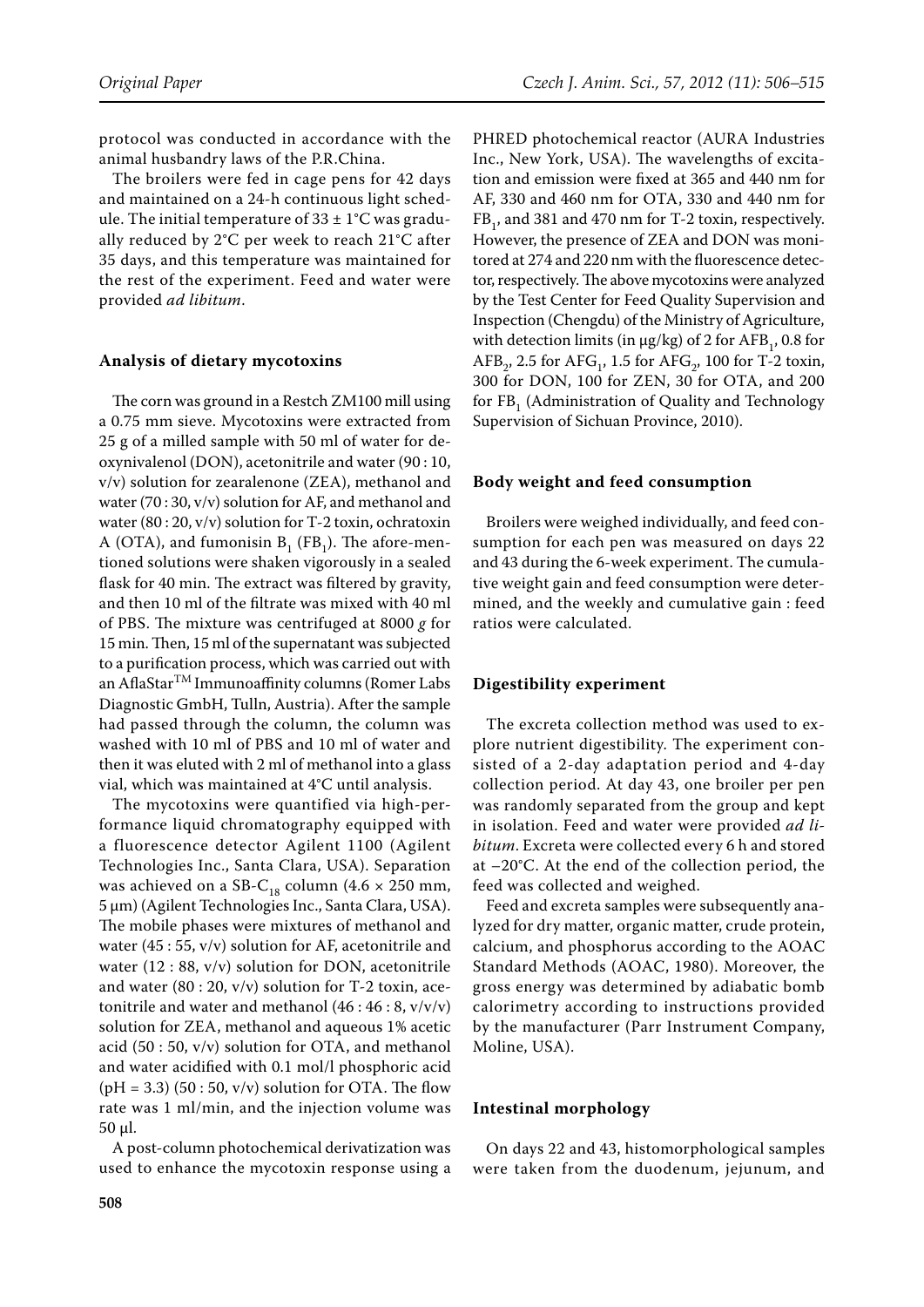protocol was conducted in accordance with the animal husbandry laws of the P.R.China.

The broilers were fed in cage pens for 42 days and maintained on a 24-h continuous light schedule. The initial temperature of 33 ± 1°C was gradually reduced by 2°C per week to reach 21°C after 35 days, and this temperature was maintained for the rest of the experiment. Feed and water were provided *ad libitum*.

### Analysis of dietary mycotoxins

The corn was ground in a Restch ZM100 mill using a 0.75 mm sieve. Mycotoxins were extracted from 25 g of a milled sample with 50 ml of water for deoxynivalenol (DON), acetonitrile and water (90 : 10, v/v) solution for zearalenone (ZEA), methanol and water (70 : 30, v/v) solution for AF, and methanol and water (80 : 20, v/v) solution for T-2 toxin, ochratoxin A (OTA), and fumonisin $B_1$ ($FB_1$). The afore-mentioned solutions were shaken vigorously in a sealed flask for 40 min. The extract was filtered by gravity, and then 10 ml of the filtrate was mixed with 40 ml of PBS. The mixture was centrifuged at 8000 *g* for 15 min. Then, 15 ml of the supernatant was subjected to a purification process, which was carried out with an AflaStar$^{TM}$ Immunoaffinity columns (Romer Labs Diagnostic GmbH, Tulln, Austria). After the sample had passed through the column, the column was washed with 10 ml of PBS and 10 ml of water and then it was eluted with 2 ml of methanol into a glass vial, which was maintained at 4°C until analysis.

The mycotoxins were quantified via high-performance liquid chromatography equipped with a fluorescence detector Agilent 1100 (Agilent Technologies Inc., Santa Clara, USA). Separation was achieved on a SB-$C_{18}$ column (4.6 × 250 mm, 5 μm) (Agilent Technologies Inc., Santa Clara, USA). The mobile phases were mixtures of methanol and water (45 : 55, v/v) solution for AF, acetonitrile and water (12 : 88, v/v) solution for DON, acetonitrile and water (80 : 20, v/v) solution for T-2 toxin, acetonitrile and water and methanol (46 : 46 : 8, v/v/v) solution for ZEA, methanol and aqueous 1% acetic acid (50 : 50, v/v) solution for OTA, and methanol and water acidified with 0.1 mol/l phosphoric acid (pH = 3.3) (50 : 50, v/v) solution for OTA. The flow rate was 1 ml/min, and the injection volume was 50 μl.

A post-column photochemical derivatization was used to enhance the mycotoxin response using a PHRED photochemical reactor (AURA Industries Inc., New York, USA). The wavelengths of excitation and emission were fixed at 365 and 440 nm for AF, 330 and 460 nm for OTA, 330 and 440 nm for $FB_1$, and 381 and 470 nm for T-2 toxin, respectively. However, the presence of ZEA and DON was monitored at 274 and 220 nm with the fluorescence detector, respectively. The above mycotoxins were analyzed by the Test Center for Feed Quality Supervision and Inspection (Chengdu) of the Ministry of Agriculture, with detection limits (in μg/kg) of 2 for $AFB_1$, 0.8 for $AFB_2$, 2.5 for $AFG_1$, 1.5 for $AFG_2$, 100 for T-2 toxin, 300 for DON, 100 for ZEN, 30 for OTA, and 200 for $FB_1$ (Administration of Quality and Technology Supervision of Sichuan Province, 2010).

### Body weight and feed consumption

Broilers were weighed individually, and feed consumption for each pen was measured on days 22 and 43 during the 6-week experiment. The cumulative weight gain and feed consumption were determined, and the weekly and cumulative gain : feed ratios were calculated.

### Digestibility experiment

The excreta collection method was used to explore nutrient digestibility. The experiment consisted of a 2-day adaptation period and 4-day collection period. At day 43, one broiler per pen was randomly separated from the group and kept in isolation. Feed and water were provided *ad libitum*. Excreta were collected every 6 h and stored at –20°C. At the end of the collection period, the feed was collected and weighed.

Feed and excreta samples were subsequently analyzed for dry matter, organic matter, crude protein, calcium, and phosphorus according to the AOAC Standard Methods (AOAC, 1980). Moreover, the gross energy was determined by adiabatic bomb calorimetry according to instructions provided by the manufacturer (Parr Instrument Company, Moline, USA).

### Intestinal morphology

On days 22 and 43, histomorphological samples were taken from the duodenum, jejunum, and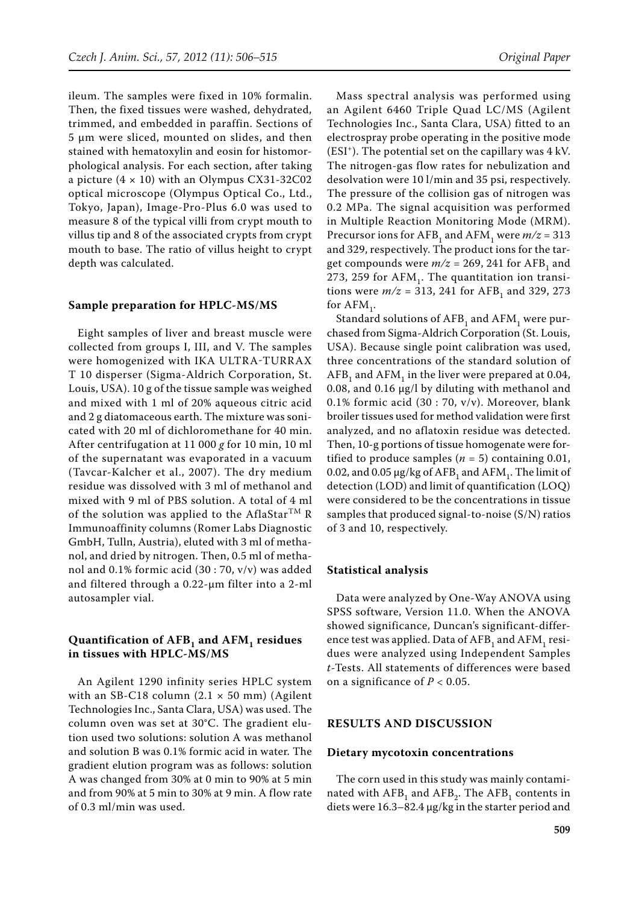ileum. The samples were fixed in 10% formalin. Then, the fixed tissues were washed, dehydrated, trimmed, and embedded in paraffin. Sections of 5 µm were sliced, mounted on slides, and then stained with hematoxylin and eosin for histomorphological analysis. For each section, after taking a picture (4 × 10) with an Olympus CX31-32C02 optical microscope (Olympus Optical Co., Ltd., Tokyo, Japan), Image-Pro-Plus 6.0 was used to measure 8 of the typical villi from crypt mouth to villus tip and 8 of the associated crypts from crypt mouth to base. The ratio of villus height to crypt depth was calculated.

### Sample preparation for HPLC-MS/MS

Eight samples of liver and breast muscle were collected from groups I, III, and V. The samples were homogenized with IKA ULTRA-TURRAX T 10 disperser (Sigma-Aldrich Corporation, St. Louis, USA). 10 g of the tissue sample was weighed and mixed with 1 ml of 20% aqueous citric acid and 2 g diatomaceous earth. The mixture was sonicated with 20 ml of dichloromethane for 40 min. After centrifugation at 11 000 *g* for 10 min, 10 ml of the supernatant was evaporated in a vacuum (Tavcar-Kalcher et al., 2007). The dry medium residue was dissolved with 3 ml of methanol and mixed with 9 ml of PBS solution. A total of 4 ml of the solution was applied to the AflaStar$^{TM}$ R Immunoaffinity columns (Romer Labs Diagnostic GmbH, Tulln, Austria), eluted with 3 ml of methanol, and dried by nitrogen. Then, 0.5 ml of methanol and 0.1% formic acid (30 : 70, v/v) was added and filtered through a 0.22-µm filter into a 2-ml autosampler vial.

### Quantification of $AFB_1$ and $AFM_1$ residues in tissues with HPLC-MS/MS

An Agilent 1290 infinity series HPLC system with an SB-C18 column (2.1 × 50 mm) (Agilent Technologies Inc., Santa Clara, USA) was used. The column oven was set at 30°C. The gradient elution used two solutions: solution A was methanol and solution B was 0.1% formic acid in water. The gradient elution program was as follows: solution A was changed from 30% at 0 min to 90% at 5 min and from 90% at 5 min to 30% at 9 min. A flow rate of 0.3 ml/min was used.

Mass spectral analysis was performed using an Agilent 6460 Triple Quad LC/MS (Agilent Technologies Inc., Santa Clara, USA) fitted to an electrospray probe operating in the positive mode ($ESI^+$). The potential set on the capillary was 4 kV. The nitrogen-gas flow rates for nebulization and desolvation were 10 l/min and 35 psi, respectively. The pressure of the collision gas of nitrogen was 0.2 MPa. The signal acquisition was performed in Multiple Reaction Monitoring Mode (MRM). Precursor ions for $AFB_1$ and $AFM_1$ were $m/z$ = 313 and 329, respectively. The product ions for the target compounds were $m/z$ = 269, 241 for $AFB_1$ and 273, 259 for $AFM_1$. The quantitation ion transitions were $m/z$ = 313, 241 for $AFB_1$ and 329, 273 for $AFM_1$.

Standard solutions of $AFB_1$ and $AFM_1$ were purchased from Sigma-Aldrich Corporation (St. Louis, USA). Because single point calibration was used, three concentrations of the standard solution of $AFB_1$ and $AFM_1$ in the liver were prepared at 0.04, 0.08, and 0.16 µg/l by diluting with methanol and 0.1% formic acid (30 : 70, v/v). Moreover, blank broiler tissues used for method validation were first analyzed, and no aflatoxin residue was detected. Then, 10-g portions of tissue homogenate were fortified to produce samples ($n$ = 5) containing 0.01, 0.02, and 0.05 µg/kg of $AFB_1$ and $AFM_1$. The limit of detection (LOD) and limit of quantification (LOQ) were considered to be the concentrations in tissue samples that produced signal-to-noise (S/N) ratios of 3 and 10, respectively.

### Statistical analysis

Data were analyzed by One-Way ANOVA using SPSS software, Version 11.0. When the ANOVA showed significance, Duncan's significant-difference test was applied. Data of $AFB_1$ and $AFM_1$ residues were analyzed using Independent Samples *t*-Tests. All statements of differences were based on a significance of $P < 0.05$.

## RESULTS AND DISCUSSION

### Dietary mycotoxin concentrations

The corn used in this study was mainly contaminated with $AFB_1$ and $AFB_2$. The $AFB_1$ contents in diets were 16.3–82.4 µg/kg in the starter period and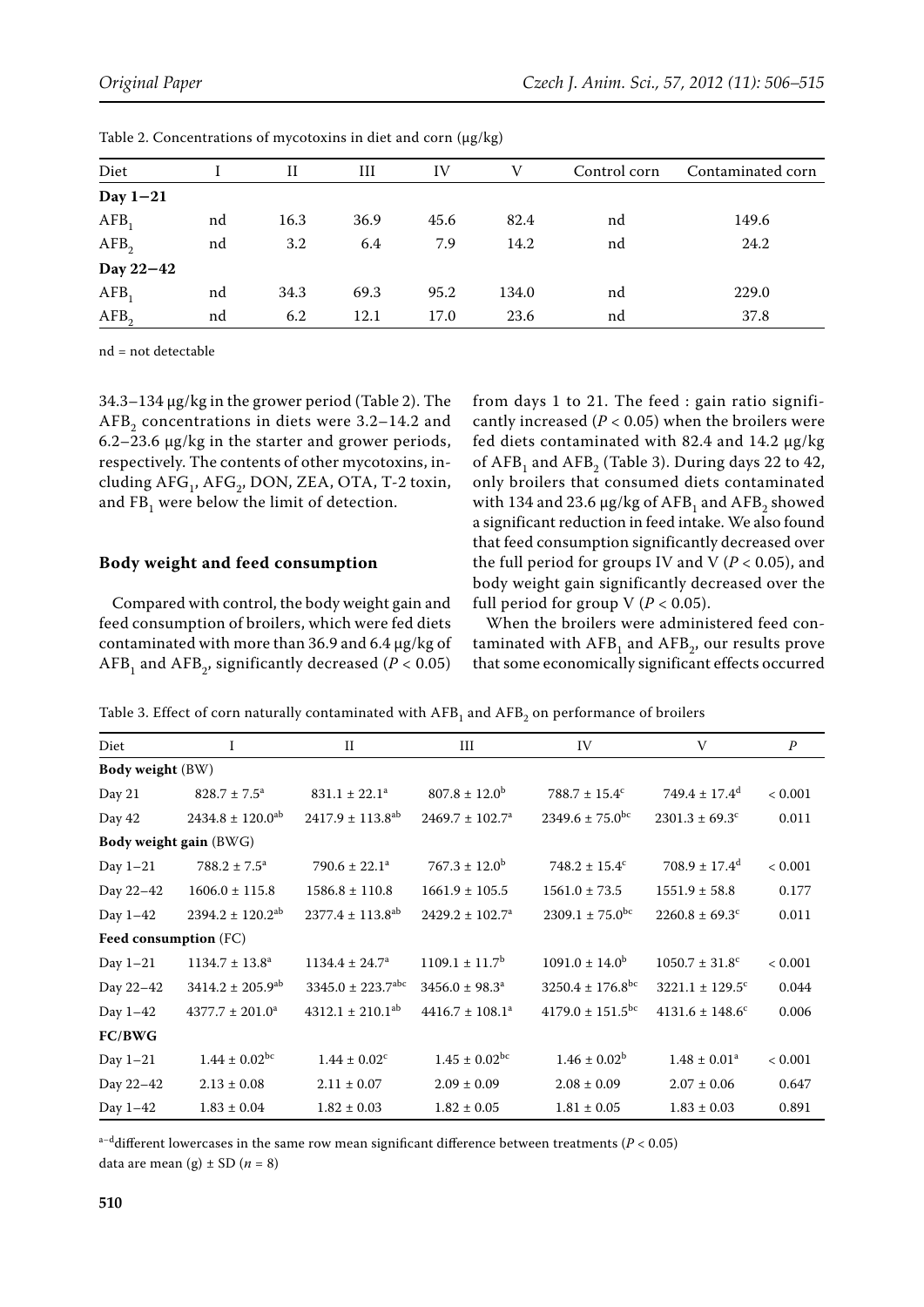Table 2. Concentrations of mycotoxins in diet and corn (μg/kg)

| Diet | I | II | III | IV | V | Control corn | Contaminated corn |
|---|---|---|---|---|---|---|---|
| **Day 1–21** | | | | | | | |
| $AFB_1$ | nd | 16.3 | 36.9 | 45.6 | 82.4 | nd | 149.6 |
| $AFB_2$ | nd | 3.2 | 6.4 | 7.9 | 14.2 | nd | 24.2 |
| **Day 22–42** | | | | | | | |
| $AFB_1$ | nd | 34.3 | 69.3 | 95.2 | 134.0 | nd | 229.0 |
| $AFB_2$ | nd | 6.2 | 12.1 | 17.0 | 23.6 | nd | 37.8 |

nd = not detectable

34.3–134 μg/kg in the grower period (Table 2). The $AFB_2$ concentrations in diets were 3.2–14.2 and 6.2–23.6 μg/kg in the starter and grower periods, respectively. The contents of other mycotoxins, including $AFG_1$, $AFG_2$, DON, ZEA, OTA, T-2 toxin, and $FB_1$ were below the limit of detection.

### Body weight and feed consumption

Compared with control, the body weight gain and feed consumption of broilers, which were fed diets contaminated with more than 36.9 and 6.4 μg/kg of $AFB_1$ and $AFB_2$, significantly decreased ($P < 0.05$) from days 1 to 21. The feed : gain ratio significantly increased ($P < 0.05$) when the broilers were fed diets contaminated with 82.4 and 14.2 μg/kg of $AFB_1$ and $AFB_2$ (Table 3). During days 22 to 42, only broilers that consumed diets contaminated with 134 and 23.6 μg/kg of $AFB_1$ and $AFB_2$ showed a significant reduction in feed intake. We also found that feed consumption significantly decreased over the full period for groups IV and V ($P < 0.05$), and body weight gain significantly decreased over the full period for group V ($P < 0.05$).

When the broilers were administered feed contaminated with $AFB_1$ and $AFB_2$, our results prove that some economically significant effects occurred

Table 3. Effect of corn naturally contaminated with $AFB_1$ and $AFB_2$ on performance of broilers

| Diet | I | II | III | IV | V | *P* |
|---|---|---|---|---|---|---|
| **Body weight** (BW) | | | | | | |
| Day 21 | $828.7 \pm 7.5^{a}$ | $831.1 \pm 22.1^{a}$ | $807.8 \pm 12.0^{b}$ | $788.7 \pm 15.4^{c}$ | $749.4 \pm 17.4^{d}$ | < 0.001 |
| Day 42 | $2434.8 \pm 120.0^{ab}$ | $2417.9 \pm 113.8^{ab}$ | $2469.7 \pm 102.7^{a}$ | $2349.6 \pm 75.0^{bc}$ | $2301.3 \pm 69.3^{c}$ | 0.011 |
| **Body weight gain** (BWG) | | | | | | |
| Day 1–21 | $788.2 \pm 7.5^{a}$ | $790.6 \pm 22.1^{a}$ | $767.3 \pm 12.0^{b}$ | $748.2 \pm 15.4^{c}$ | $708.9 \pm 17.4^{d}$ | < 0.001 |
| Day 22–42 | $1606.0 \pm 115.8$ | $1586.8 \pm 110.8$ | $1661.9 \pm 105.5$ | $1561.0 \pm 73.5$ | $1551.9 \pm 58.8$ | 0.177 |
| Day 1–42 | $2394.2 \pm 120.2^{ab}$ | $2377.4 \pm 113.8^{ab}$ | $2429.2 \pm 102.7^{a}$ | $2309.1 \pm 75.0^{bc}$ | $2260.8 \pm 69.3^{c}$ | 0.011 |
| **Feed consumption** (FC) | | | | | | |
| Day 1–21 | $1134.7 \pm 13.8^{a}$ | $1134.4 \pm 24.7^{a}$ | $1109.1 \pm 11.7^{b}$ | $1091.0 \pm 14.0^{b}$ | $1050.7 \pm 31.8^{c}$ | < 0.001 |
| Day 22–42 | $3414.2 \pm 205.9^{ab}$ | $3345.0 \pm 223.7^{abc}$ | $3456.0 \pm 98.3^{a}$ | $3250.4 \pm 176.8^{bc}$ | $3221.1 \pm 129.5^{c}$ | 0.044 |
| Day 1–42 | $4377.7 \pm 201.0^{a}$ | $4312.1 \pm 210.1^{ab}$ | $4416.7 \pm 108.1^{a}$ | $4179.0 \pm 151.5^{bc}$ | $4131.6 \pm 148.6^{c}$ | 0.006 |
| **FC/BWG** | | | | | | |
| Day 1–21 | $1.44 \pm 0.02^{bc}$ | $1.44 \pm 0.02^{c}$ | $1.45 \pm 0.02^{bc}$ | $1.46 \pm 0.02^{b}$ | $1.48 \pm 0.01^{a}$ | < 0.001 |
| Day 22–42 | $2.13 \pm 0.08$ | $2.11 \pm 0.07$ | $2.09 \pm 0.09$ | $2.08 \pm 0.09$ | $2.07 \pm 0.06$ | 0.647 |
| Day 1–42 | $1.83 \pm 0.04$ | $1.82 \pm 0.03$ | $1.82 \pm 0.05$ | $1.81 \pm 0.05$ | $1.83 \pm 0.03$ | 0.891 |

[a–d]different lowercases in the same row mean significant difference between treatments ($P < 0.05$)

data are mean (g) ± SD ($n = 8$)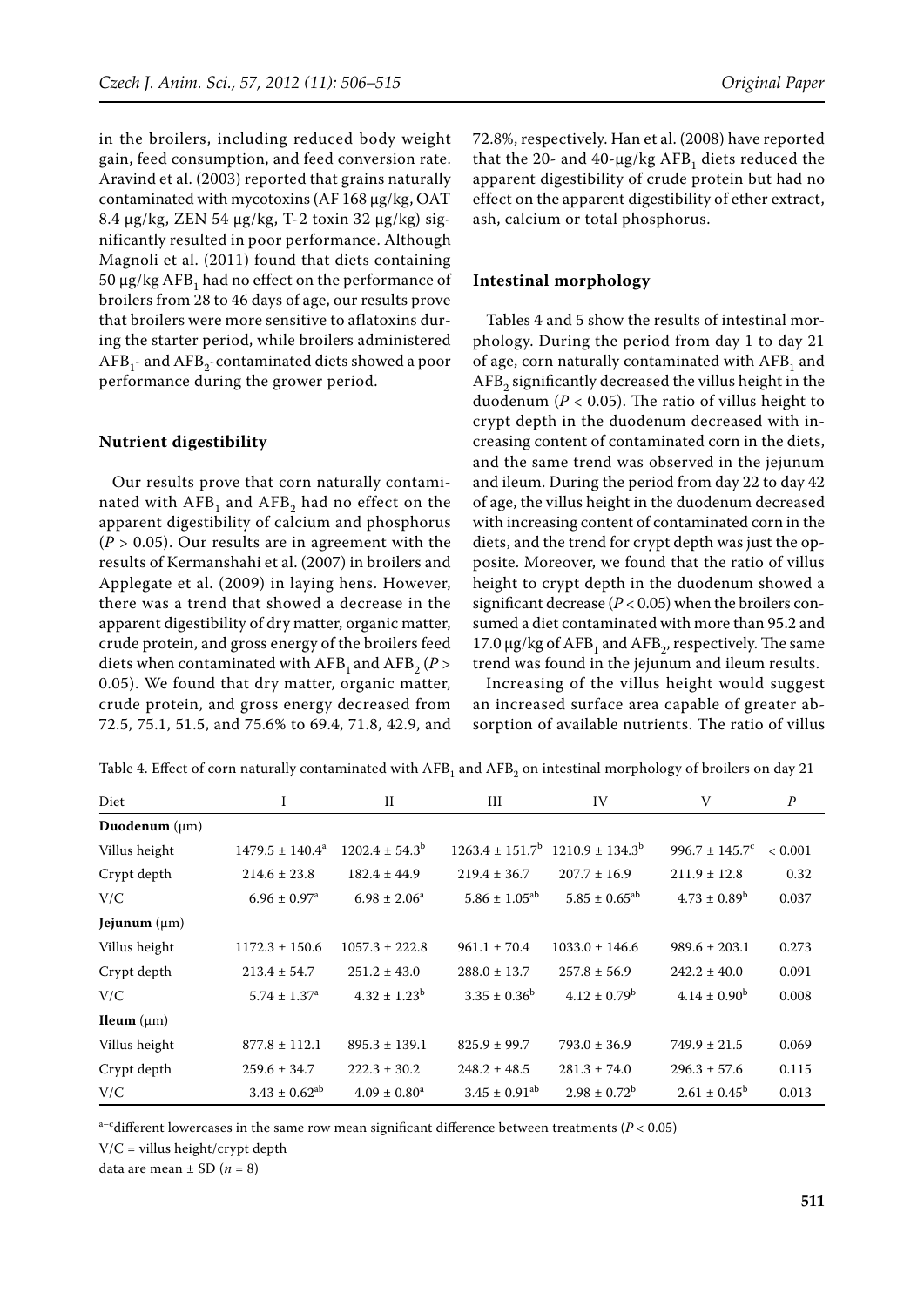in the broilers, including reduced body weight gain, feed consumption, and feed conversion rate. Aravind et al. (2003) reported that grains naturally contaminated with mycotoxins (AF 168 μg/kg, OAT 8.4 μg/kg, ZEN 54 μg/kg, T-2 toxin 32 μg/kg) significantly resulted in poor performance. Although Magnoli et al. (2011) found that diets containing 50 μg/kg $AFB_1$ had no effect on the performance of broilers from 28 to 46 days of age, our results prove that broilers were more sensitive to aflatoxins during the starter period, while broilers administered $AFB_1$- and $AFB_2$-contaminated diets showed a poor performance during the grower period.

### Nutrient digestibility

Our results prove that corn naturally contaminated with $AFB_1$ and $AFB_2$ had no effect on the apparent digestibility of calcium and phosphorus ($P > 0.05$). Our results are in agreement with the results of Kermanshahi et al. (2007) in broilers and Applegate et al. (2009) in laying hens. However, there was a trend that showed a decrease in the apparent digestibility of dry matter, organic matter, crude protein, and gross energy of the broilers feed diets when contaminated with $AFB_1$ and $AFB_2$ ($P > 0.05$). We found that dry matter, organic matter, crude protein, and gross energy decreased from 72.5, 75.1, 51.5, and 75.6% to 69.4, 71.8, 42.9, and 72.8%, respectively. Han et al. (2008) have reported that the 20- and 40-μg/kg $AFB_1$ diets reduced the apparent digestibility of crude protein but had no effect on the apparent digestibility of ether extract, ash, calcium or total phosphorus.

### Intestinal morphology

Tables 4 and 5 show the results of intestinal morphology. During the period from day 1 to day 21 of age, corn naturally contaminated with $AFB_1$ and $AFB_2$ significantly decreased the villus height in the duodenum ($P < 0.05$). The ratio of villus height to crypt depth in the duodenum decreased with increasing content of contaminated corn in the diets, and the same trend was observed in the jejunum and ileum. During the period from day 22 to day 42 of age, the villus height in the duodenum decreased with increasing content of contaminated corn in the diets, and the trend for crypt depth was just the opposite. Moreover, we found that the ratio of villus height to crypt depth in the duodenum showed a significant decrease ($P < 0.05$) when the broilers consumed a diet contaminated with more than 95.2 and 17.0 μg/kg of $AFB_1$ and $AFB_2$, respectively. The same trend was found in the jejunum and ileum results.

Increasing of the villus height would suggest an increased surface area capable of greater absorption of available nutrients. The ratio of villus

Table 4. Effect of corn naturally contaminated with $AFB_1$ and $AFB_2$ on intestinal morphology of broilers on day 21

| Diet | I | II | III | IV | V | $P$ |
|---|---|---|---|---|---|---|
| **Duodenum** (μm) | | | | | | |
| Villus height | 1479.5 ± 140.4[a] | 1202.4 ± 54.3[b] | 1263.4 ± 151.7[b] | 1210.9 ± 134.3[b] | 996.7 ± 145.7[c] | < 0.001 |
| Crypt depth | 214.6 ± 23.8 | 182.4 ± 44.9 | 219.4 ± 36.7 | 207.7 ± 16.9 | 211.9 ± 12.8 | 0.32 |
| V/C | 6.96 ± 0.97[a] | 6.98 ± 2.06[a] | 5.86 ± 1.05[ab] | 5.85 ± 0.65[ab] | 4.73 ± 0.89[b] | 0.037 |
| **Jejunum** (μm) | | | | | | |
| Villus height | 1172.3 ± 150.6 | 1057.3 ± 222.8 | 961.1 ± 70.4 | 1033.0 ± 146.6 | 989.6 ± 203.1 | 0.273 |
| Crypt depth | 213.4 ± 54.7 | 251.2 ± 43.0 | 288.0 ± 13.7 | 257.8 ± 56.9 | 242.2 ± 40.0 | 0.091 |
| V/C | 5.74 ± 1.37[a] | 4.32 ± 1.23[b] | 3.35 ± 0.36[b] | 4.12 ± 0.79[b] | 4.14 ± 0.90[b] | 0.008 |
| **Ileum** (μm) | | | | | | |
| Villus height | 877.8 ± 112.1 | 895.3 ± 139.1 | 825.9 ± 99.7 | 793.0 ± 36.9 | 749.9 ± 21.5 | 0.069 |
| Crypt depth | 259.6 ± 34.7 | 222.3 ± 30.2 | 248.2 ± 48.5 | 281.3 ± 74.0 | 296.3 ± 57.6 | 0.115 |
| V/C | 3.43 ± 0.62[ab] | 4.09 ± 0.80[a] | 3.45 ± 0.91[ab] | 2.98 ± 0.72[b] | 2.61 ± 0.45[b] | 0.013 |

[a–c]different lowercases in the same row mean significant difference between treatments ($P < 0.05$)

V/C = villus height/crypt depth

data are mean ± SD ($n = 8$)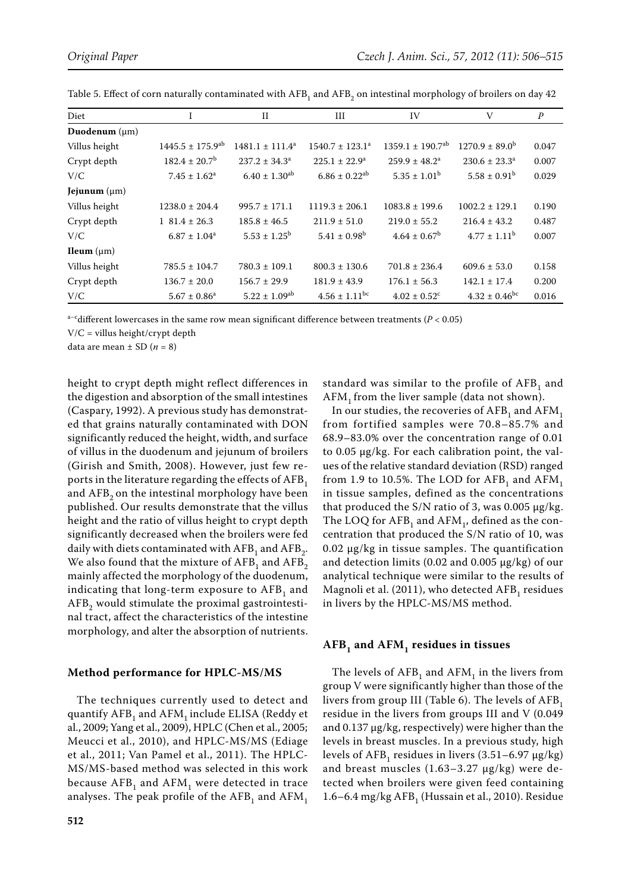Table 5. Effect of corn naturally contaminated with $AFB_1$ and $AFB_2$ on intestinal morphology of broilers on day 42

| Diet | I | II | III | IV | V | $P$ |
|---|---|---|---|---|---|---|
| **Duodenum** (μm) | | | | | | |
| Villus height | $1445.5 \pm 175.9^{ab}$ | $1481.1 \pm 111.4^{a}$ | $1540.7 \pm 123.1^{a}$ | $1359.1 \pm 190.7^{ab}$ | $1270.9 \pm 89.0^{b}$ | 0.047 |
| Crypt depth | $182.4 \pm 20.7^{b}$ | $237.2 \pm 34.3^{a}$ | $225.1 \pm 22.9^{a}$ | $259.9 \pm 48.2^{a}$ | $230.6 \pm 23.3^{a}$ | 0.007 |
| V/C | $7.45 \pm 1.62^{a}$ | $6.40 \pm 1.30^{ab}$ | $6.86 \pm 0.22^{ab}$ | $5.35 \pm 1.01^{b}$ | $5.58 \pm 0.91^{b}$ | 0.029 |
| **Jejunum** (μm) | | | | | | |
| Villus height | $1238.0 \pm 204.4$ | $995.7 \pm 171.1$ | $1119.3 \pm 206.1$ | $1083.8 \pm 199.6$ | $1002.2 \pm 129.1$ | 0.190 |
| Crypt depth | $181.4 \pm 26.3$ | $185.8 \pm 46.5$ | $211.9 \pm 51.0$ | $219.0 \pm 55.2$ | $216.4 \pm 43.2$ | 0.487 |
| V/C | $6.87 \pm 1.04^{a}$ | $5.53 \pm 1.25^{b}$ | $5.41 \pm 0.98^{b}$ | $4.64 \pm 0.67^{b}$ | $4.77 \pm 1.11^{b}$ | 0.007 |
| **Ileum** (μm) | | | | | | |
| Villus height | $785.5 \pm 104.7$ | $780.3 \pm 109.1$ | $800.3 \pm 130.6$ | $701.8 \pm 236.4$ | $609.6 \pm 53.0$ | 0.158 |
| Crypt depth | $136.7 \pm 20.0$ | $156.7 \pm 29.9$ | $181.9 \pm 43.9$ | $176.1 \pm 56.3$ | $142.1 \pm 17.4$ | 0.200 |
| V/C | $5.67 \pm 0.86^{a}$ | $5.22 \pm 1.09^{ab}$ | $4.56 \pm 1.11^{bc}$ | $4.02 \pm 0.52^{c}$ | $4.32 \pm 0.46^{bc}$ | 0.016 |

[a–c]different lowercases in the same row mean significant difference between treatments ($P < 0.05$)

V/C = villus height/crypt depth

data are mean ± SD ($n = 8$)

height to crypt depth might reflect differences in the digestion and absorption of the small intestines (Caspary, 1992). A previous study has demonstrated that grains naturally contaminated with DON significantly reduced the height, width, and surface of villus in the duodenum and jejunum of broilers (Girish and Smith, 2008). However, just few reports in the literature regarding the effects of $AFB_1$ and $AFB_2$ on the intestinal morphology have been published. Our results demonstrate that the villus height and the ratio of villus height to crypt depth significantly decreased when the broilers were fed daily with diets contaminated with $AFB_1$ and $AFB_2$. We also found that the mixture of $AFB_1$ and $AFB_2$ mainly affected the morphology of the duodenum, indicating that long-term exposure to $AFB_1$ and $AFB_2$ would stimulate the proximal gastrointestinal tract, affect the characteristics of the intestine morphology, and alter the absorption of nutrients.

### Method performance for HPLC-MS/MS

The techniques currently used to detect and quantify $AFB_1$ and $AFM_1$ include ELISA (Reddy et al., 2009; Yang et al., 2009), HPLC (Chen et al., 2005; Meucci et al., 2010), and HPLC-MS/MS (Ediage et al., 2011; Van Pamel et al., 2011). The HPLC-MS/MS-based method was selected in this work because $AFB_1$ and $AFM_1$ were detected in trace analyses. The peak profile of the $AFB_1$ and $AFM_1$ standard was similar to the profile of $AFB_1$ and $AFM_1$ from the liver sample (data not shown).

In our studies, the recoveries of $AFB_1$ and $AFM_1$ from fortified samples were 70.8–85.7% and 68.9–83.0% over the concentration range of 0.01 to 0.05 μg/kg. For each calibration point, the values of the relative standard deviation (RSD) ranged from 1.9 to 10.5%. The LOD for $AFB_1$ and $AFM_1$ in tissue samples, defined as the concentrations that produced the S/N ratio of 3, was 0.005 μg/kg. The LOQ for $AFB_1$ and $AFM_1$, defined as the concentration that produced the S/N ratio of 10, was 0.02 μg/kg in tissue samples. The quantification and detection limits (0.02 and 0.005 μg/kg) of our analytical technique were similar to the results of Magnoli et al. (2011), who detected $AFB_1$ residues in livers by the HPLC-MS/MS method.

### $AFB_1$ and $AFM_1$ residues in tissues

The levels of $AFB_1$ and $AFM_1$ in the livers from group V were significantly higher than those of the livers from group III (Table 6). The levels of $AFB_1$ residue in the livers from groups III and V (0.049 and 0.137 μg/kg, respectively) were higher than the levels in breast muscles. In a previous study, high levels of $AFB_1$ residues in livers (3.51–6.97 μg/kg) and breast muscles (1.63–3.27 μg/kg) were detected when broilers were given feed containing 1.6–6.4 mg/kg $AFB_1$ (Hussain et al., 2010). Residue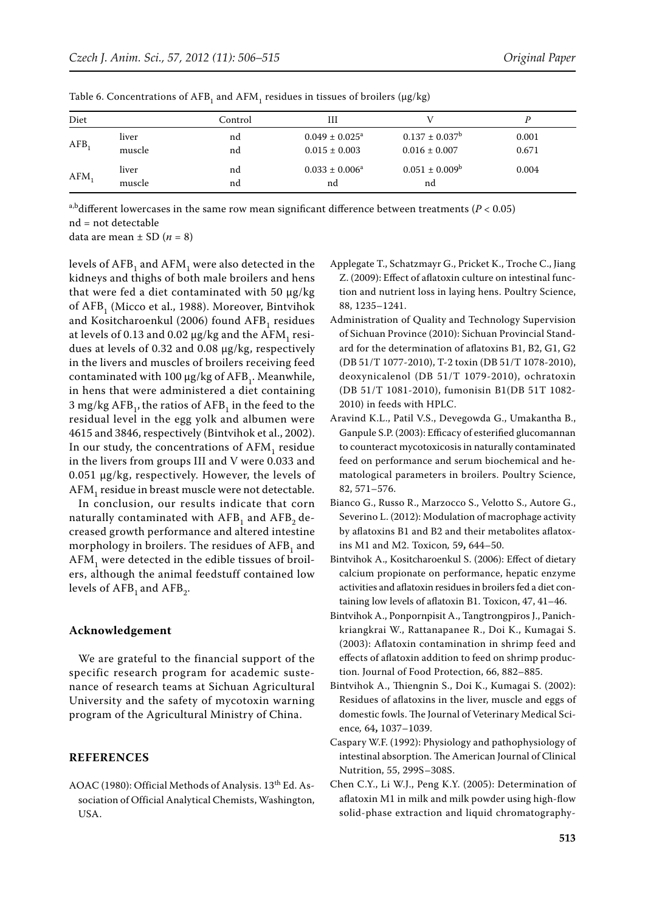Table 6. Concentrations of $AFB_1$ and $AFM_1$ residues in tissues of broilers (μg/kg)

| Diet | | Control | III | V | *P* |
|---|---|---|---|---|---|
| $AFB_1$ | liver | nd | $0.049 \pm 0.025^{a}$ | $0.137 \pm 0.037^{b}$ | 0.001 |
| | muscle | nd | $0.015 \pm 0.003$ | $0.016 \pm 0.007$ | 0.671 |
| $AFM_1$ | liver | nd | $0.033 \pm 0.006^{a}$ | $0.051 \pm 0.009^{b}$ | 0.004 |
| | muscle | nd | nd | nd | |

[a,b]different lowercases in the same row mean significant difference between treatments ($P < 0.05$)
nd = not detectable
data are mean ± SD ($n = 8$)

levels of $AFB_1$ and $AFM_1$ were also detected in the kidneys and thighs of both male broilers and hens that were fed a diet contaminated with 50 μg/kg of $AFB_1$ (Micco et al., 1988). Moreover, Bintvihok and Kositcharoenkul (2006) found $AFB_1$ residues at levels of 0.13 and 0.02 μg/kg and the $AFM_1$ residues at levels of 0.32 and 0.08 μg/kg, respectively in the livers and muscles of broilers receiving feed contaminated with 100 μg/kg of $AFB_1$. Meanwhile, in hens that were administered a diet containing 3 mg/kg $AFB_1$, the ratios of $AFB_1$ in the feed to the residual level in the egg yolk and albumen were 4615 and 3846, respectively (Bintvihok et al., 2002). In our study, the concentrations of $AFM_1$ residue in the livers from groups III and V were 0.033 and 0.051 μg/kg, respectively. However, the levels of $AFM_1$ residue in breast muscle were not detectable.

In conclusion, our results indicate that corn naturally contaminated with $AFB_1$ and $AFB_2$ decreased growth performance and altered intestine morphology in broilers. The residues of $AFB_1$ and $AFM_1$ were detected in the edible tissues of broilers, although the animal feedstuff contained low levels of $AFB_1$ and $AFB_2$.

## Acknowledgement

We are grateful to the financial support of the specific research program for academic sustenance of research teams at Sichuan Agricultural University and the safety of mycotoxin warning program of the Agricultural Ministry of China.

## REFERENCES

AOAC (1980): Official Methods of Analysis. 13th Ed. Association of Official Analytical Chemists, Washington, USA.

Applegate T., Schatzmayr G., Pricket K., Troche C., Jiang Z. (2009): Effect of aflatoxin culture on intestinal function and nutrient loss in laying hens. Poultry Science, 88, 1235–1241.

Administration of Quality and Technology Supervision of Sichuan Province (2010): Sichuan Provincial Standard for the determination of aflatoxins B1, B2, G1, G2 (DB 51/T 1077-2010), T-2 toxin (DB 51/T 1078-2010), deoxynicalenol (DB 51/T 1079-2010), ochratoxin (DB 51/T 1081-2010), fumonisin B1(DB 51T 1082-2010) in feeds with HPLC.

Aravind K.L., Patil V.S., Devegowda G., Umakantha B., Ganpule S.P. (2003): Efficacy of esterified glucomannan to counteract mycotoxicosis in naturally contaminated feed on performance and serum biochemical and hematological parameters in broilers. Poultry Science, 82, 571–576.

Bianco G., Russo R., Marzocco S., Velotto S., Autore G., Severino L. (2012): Modulation of macrophage activity by aflatoxins B1 and B2 and their metabolites aflatoxins M1 and M2. Toxicon*,* 59**,** 644–50.

Bintvihok A., Kositcharoenkul S. (2006): Effect of dietary calcium propionate on performance, hepatic enzyme activities and aflatoxin residues in broilers fed a diet containing low levels of aflatoxin B1. Toxicon, 47, 41–46.

Bintvihok A., Ponpornpisit A., Tangtrongpiros J., Panichkriangkrai W., Rattanapanee R., Doi K., Kumagai S. (2003): Aflatoxin contamination in shrimp feed and effects of aflatoxin addition to feed on shrimp production. Journal of Food Protection, 66, 882–885.

Bintvihok A., Thiengnin S., Doi K., Kumagai S. (2002): Residues of aflatoxins in the liver, muscle and eggs of domestic fowls. The Journal of Veterinary Medical Science, 64**,** 1037–1039.

Caspary W.F. (1992): Physiology and pathophysiology of intestinal absorption. The American Journal of Clinical Nutrition, 55, 299S–308S.

Chen C.Y., Li W.J., Peng K.Y. (2005): Determination of aflatoxin M1 in milk and milk powder using high-flow solid-phase extraction and liquid chromatography-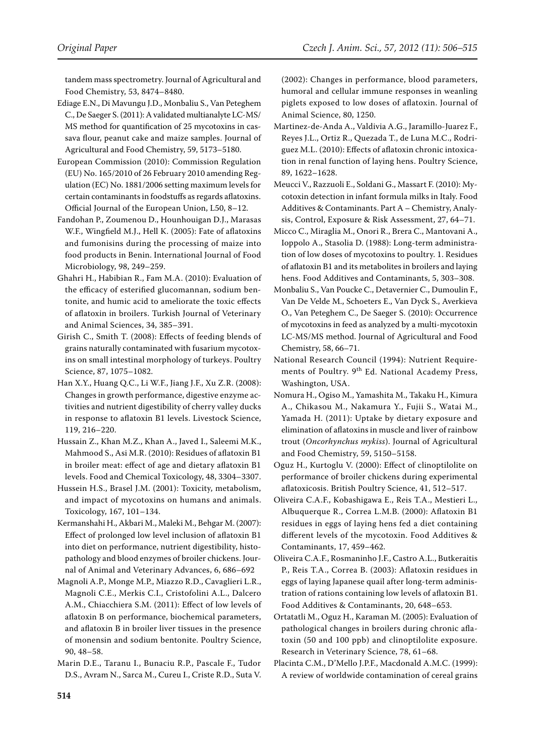tandem mass spectrometry. Journal of Agricultural and Food Chemistry, 53, 8474–8480.

Ediage E.N., Di Mavungu J.D., Monbaliu S., Van Peteghem C., De Saeger S. (2011): A validated multianalyte LC-MS/MS method for quantification of 25 mycotoxins in cassava flour, peanut cake and maize samples. Journal of Agricultural and Food Chemistry, 59, 5173–5180.

European Commission (2010): Commission Regulation (EU) No. 165/2010 of 26 February 2010 amending Regulation (EC) No. 1881/2006 setting maximum levels for certain contaminants in foodstuffs as regards aflatoxins. Official Journal of the European Union, L50, 8–12.

Fandohan P., Zoumenou D., Hounhouigan D.J., Marasas W.F., Wingfield M.J., Hell K. (2005): Fate of aflatoxins and fumonisins during the processing of maize into food products in Benin. International Journal of Food Microbiology, 98, 249–259.

Ghahri H., Habibian R., Fam M.A. (2010): Evaluation of the efficacy of esterified glucomannan, sodium bentonite, and humic acid to ameliorate the toxic effects of aflatoxin in broilers. Turkish Journal of Veterinary and Animal Sciences, 34, 385–391.

Girish C., Smith T. (2008): Effects of feeding blends of grains naturally contaminated with fusarium mycotoxins on small intestinal morphology of turkeys. Poultry Science, 87, 1075–1082.

Han X.Y., Huang Q.C., Li W.F., Jiang J.F., Xu Z.R. (2008): Changes in growth performance, digestive enzyme activities and nutrient digestibility of cherry valley ducks in response to aflatoxin B1 levels. Livestock Science, 119, 216–220.

Hussain Z., Khan M.Z., Khan A., Javed I., Saleemi M.K., Mahmood S., Asi M.R. (2010): Residues of aflatoxin B1 in broiler meat: effect of age and dietary aflatoxin B1 levels. Food and Chemical Toxicology, 48, 3304–3307.

Hussein H.S., Brasel J.M. (2001): Toxicity, metabolism, and impact of mycotoxins on humans and animals. Toxicology, 167, 101–134.

Kermanshahi H., Akbari M., Maleki M., Behgar M. (2007): Effect of prolonged low level inclusion of aflatoxin B1 into diet on performance, nutrient digestibility, histopathology and blood enzymes of broiler chickens. Journal of Animal and Veterinary Advances, 6, 686–692

Magnoli A.P., Monge M.P., Miazzo R.D., Cavaglieri L.R., Magnoli C.E., Merkis C.I., Cristofolini A.L., Dalcero A.M., Chiacchiera S.M. (2011): Effect of low levels of aflatoxin B on performance, biochemical parameters, and aflatoxin B in broiler liver tissues in the presence of monensin and sodium bentonite. Poultry Science, 90, 48–58.

Marin D.E., Taranu I., Bunaciu R.P., Pascale F., Tudor D.S., Avram N., Sarca M., Cureu I., Criste R.D., Suta V. (2002): Changes in performance, blood parameters, humoral and cellular immune responses in weanling piglets exposed to low doses of aflatoxin. Journal of Animal Science, 80, 1250.

Martinez-de-Anda A., Valdivia A.G., Jaramillo-Juarez F., Reyes J.L., Ortiz R., Quezada T., de Luna M.C., Rodriguez M.L. (2010): Effects of aflatoxin chronic intoxication in renal function of laying hens. Poultry Science, 89, 1622–1628.

Meucci V., Razzuoli E., Soldani G., Massart F. (2010): Mycotoxin detection in infant formula milks in Italy. Food Additives & Contaminants. Part A – Chemistry, Analysis, Control, Exposure & Risk Assessment, 27, 64–71.

Micco C., Miraglia M., Onori R., Brera C., Mantovani A., Ioppolo A., Stasolia D. (1988): Long-term administration of low doses of mycotoxins to poultry. 1. Residues of aflatoxin B1 and its metabolites in broilers and laying hens. Food Additives and Contaminants, 5, 303–308.

Monbaliu S., Van Poucke C., Detavernier C., Dumoulin F., Van De Velde M., Schoeters E., Van Dyck S., Averkieva O., Van Peteghem C., De Saeger S. (2010): Occurrence of mycotoxins in feed as analyzed by a multi-mycotoxin LC-MS/MS method. Journal of Agricultural and Food Chemistry, 58, 66–71.

National Research Council (1994): Nutrient Requirements of Poultry. 9th Ed. National Academy Press, Washington, USA.

Nomura H., Ogiso M., Yamashita M., Takaku H., Kimura A., Chikasou M., Nakamura Y., Fujii S., Watai M., Yamada H. (2011): Uptake by dietary exposure and elimination of aflatoxins in muscle and liver of rainbow trout (*Oncorhynchus mykiss*). Journal of Agricultural and Food Chemistry, 59, 5150–5158.

Oguz H., Kurtoglu V. (2000): Effect of clinoptilolite on performance of broiler chickens during experimental aflatoxicosis. British Poultry Science, 41, 512–517.

Oliveira C.A.F., Kobashigawa E., Reis T.A., Mestieri L., Albuquerque R., Correa L.M.B. (2000): Aflatoxin B1 residues in eggs of laying hens fed a diet containing different levels of the mycotoxin. Food Additives & Contaminants, 17, 459–462.

Oliveira C.A.F., Rosmaninho J.F., Castro A.L., Butkeraitis P., Reis T.A., Correa B. (2003): Aflatoxin residues in eggs of laying Japanese quail after long-term administration of rations containing low levels of aflatoxin B1. Food Additives & Contaminants, 20, 648–653.

Ortatatli M., Oguz H., Karaman M. (2005): Evaluation of pathological changes in broilers during chronic aflatoxin (50 and 100 ppb) and clinoptilolite exposure. Research in Veterinary Science, 78, 61–68.

Placinta C.M., D'Mello J.P.F., Macdonald A.M.C. (1999): A review of worldwide contamination of cereal grains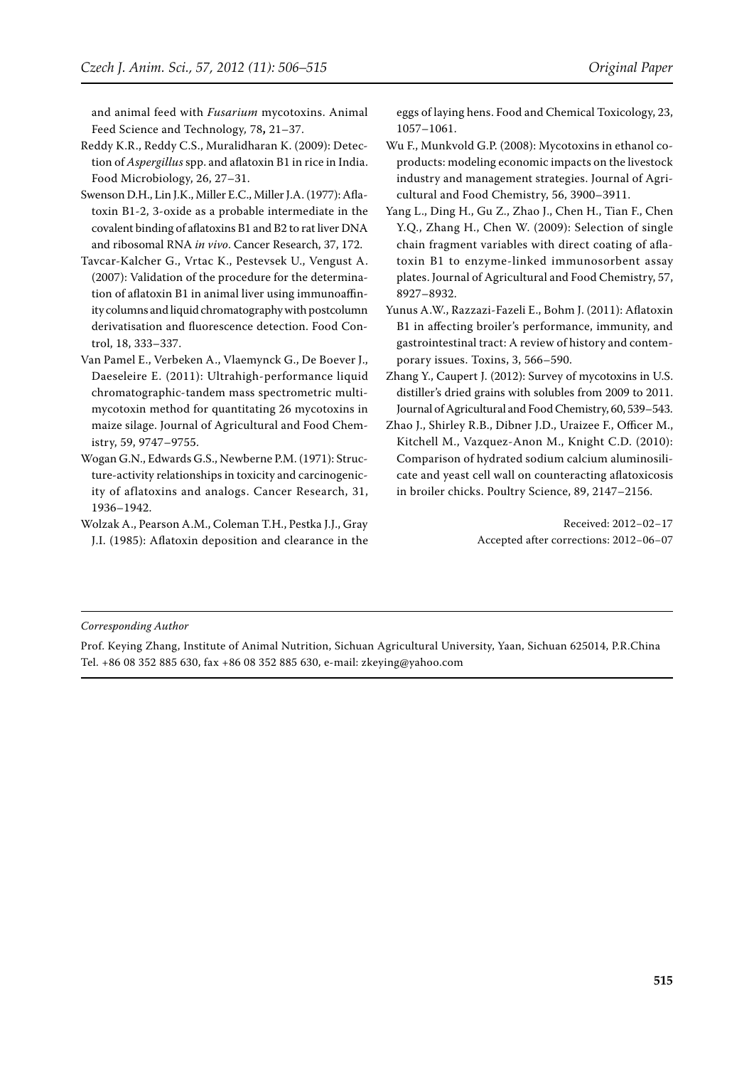and animal feed with *Fusarium* mycotoxins. Animal Feed Science and Technology, 78**,** 21–37.

Reddy K.R., Reddy C.S., Muralidharan K. (2009): Detection of *Aspergillus* spp. and aflatoxin B1 in rice in India. Food Microbiology, 26, 27–31.

Swenson D.H., Lin J.K., Miller E.C., Miller J.A. (1977): Aflatoxin B1-2, 3-oxide as a probable intermediate in the covalent binding of aflatoxins B1 and B2 to rat liver DNA and ribosomal RNA *in vivo*. Cancer Research, 37, 172.

Tavcar-Kalcher G., Vrtac K., Pestevsek U., Vengust A. (2007): Validation of the procedure for the determination of aflatoxin B1 in animal liver using immunoaffinity columns and liquid chromatography with postcolumn derivatisation and fluorescence detection. Food Control, 18, 333–337.

Van Pamel E., Verbeken A., Vlaemynck G., De Boever J., Daeseleire E. (2011): Ultrahigh-performance liquid chromatographic-tandem mass spectrometric multimycotoxin method for quantitating 26 mycotoxins in maize silage. Journal of Agricultural and Food Chemistry, 59, 9747–9755.

Wogan G.N., Edwards G.S., Newberne P.M. (1971): Structure-activity relationships in toxicity and carcinogenicity of aflatoxins and analogs. Cancer Research, 31, 1936–1942.

Wolzak A., Pearson A.M., Coleman T.H., Pestka J.J., Gray J.I. (1985): Aflatoxin deposition and clearance in the eggs of laying hens. Food and Chemical Toxicology, 23, 1057–1061.

Wu F., Munkvold G.P. (2008): Mycotoxins in ethanol co-products: modeling economic impacts on the livestock industry and management strategies. Journal of Agricultural and Food Chemistry, 56, 3900–3911.

Yang L., Ding H., Gu Z., Zhao J., Chen H., Tian F., Chen Y.Q., Zhang H., Chen W. (2009): Selection of single chain fragment variables with direct coating of aflatoxin B1 to enzyme-linked immunosorbent assay plates. Journal of Agricultural and Food Chemistry, 57, 8927–8932.

Yunus A.W., Razzazi-Fazeli E., Bohm J. (2011): Aflatoxin B1 in affecting broiler's performance, immunity, and gastrointestinal tract: A review of history and contemporary issues. Toxins, 3, 566–590.

Zhang Y., Caupert J. (2012): Survey of mycotoxins in U.S. distiller's dried grains with solubles from 2009 to 2011. Journal of Agricultural and Food Chemistry, 60, 539–543.

Zhao J., Shirley R.B., Dibner J.D., Uraizee F., Officer M., Kitchell M., Vazquez-Anon M., Knight C.D. (2010): Comparison of hydrated sodium calcium aluminosilicate and yeast cell wall on counteracting aflatoxicosis in broiler chicks. Poultry Science, 89, 2147–2156.

Received: 2012–02–17
Accepted after corrections: 2012–06–07

*Corresponding Author*

Prof. Keying Zhang, Institute of Animal Nutrition, Sichuan Agricultural University, Yaan, Sichuan 625014, P.R.China
Tel. +86 08 352 885 630, fax +86 08 352 885 630, e-mail: zkeying@yahoo.com